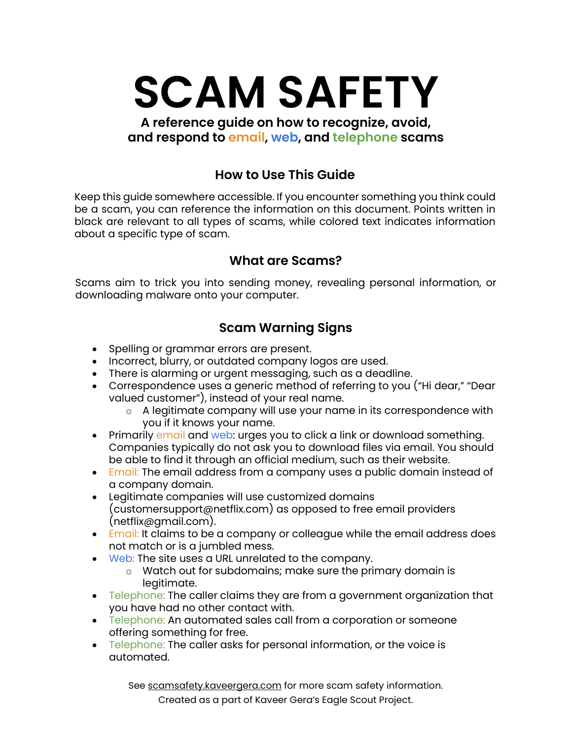# SCAM SAFETY

**A reference guide on how to recognize, avoid, and respond to email, web, and telephone scams**

## How to Use This Guide

Keep this guide somewhere accessible. If you encounter something you think could be a scam, you can reference the information on this document. Points written in black are relevant to all types of scams, while colored text indicates information about a specific type of scam.

## What are Scams?

Scams aim to trick you into sending money, revealing personal information, or downloading malware onto your computer.

## Scam Warning Signs

- Spelling or grammar errors are present.
- Incorrect, blurry, or outdated company logos are used.
- There is alarming or urgent messaging, such as a deadline.
- Correspondence uses a generic method of referring to you ("Hi dear," "Dear valued customer"), instead of your real name.
  - A legitimate company will use your name in its correspondence with you if it knows your name.
- Primarily email and web: urges you to click a link or download something. Companies typically do not ask you to download files via email. You should be able to find it through an official medium, such as their website.
- Email: The email address from a company uses a public domain instead of a company domain.
- Legitimate companies will use customized domains (customersupport@netflix.com) as opposed to free email providers (netflix@gmail.com).
- Email: It claims to be a company or colleague while the email address does not match or is a jumbled mess.
- Web: The site uses a URL unrelated to the company.
  - Watch out for subdomains; make sure the primary domain is legitimate.
- Telephone: The caller claims they are from a government organization that you have had no other contact with.
- Telephone: An automated sales call from a corporation or someone offering something for free.
- Telephone: The caller asks for personal information, or the voice is automated.

See scamsafety.kaveergera.com for more scam safety information.

Created as a part of Kaveer Gera's Eagle Scout Project.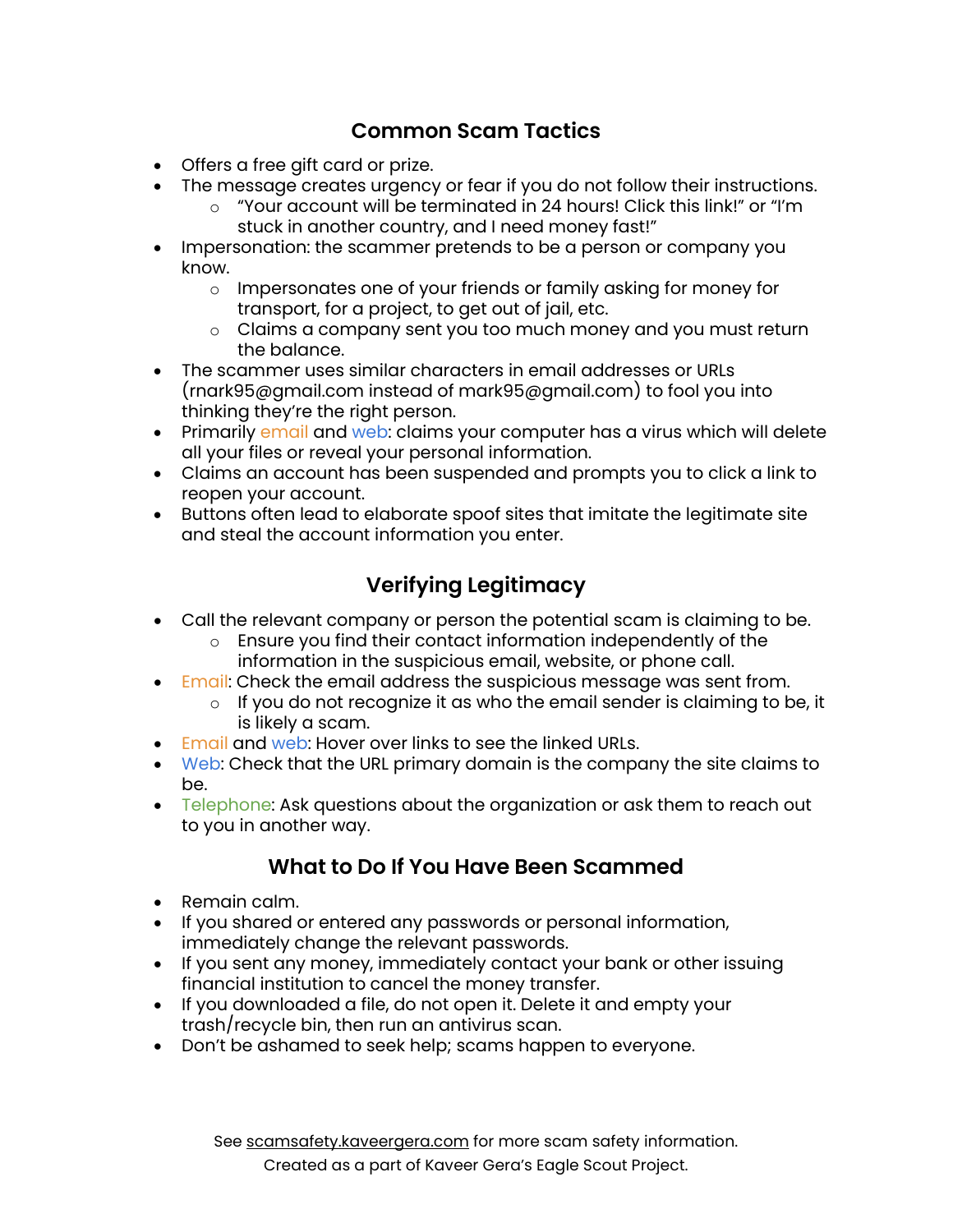## Common Scam Tactics

- Offers a free gift card or prize.
- The message creates urgency or fear if you do not follow their instructions.
  - "Your account will be terminated in 24 hours! Click this link!" or "I'm stuck in another country, and I need money fast!"
- Impersonation: the scammer pretends to be a person or company you know.
  - Impersonates one of your friends or family asking for money for transport, for a project, to get out of jail, etc.
  - Claims a company sent you too much money and you must return the balance.
- The scammer uses similar characters in email addresses or URLs (rnark95@gmail.com instead of mark95@gmail.com) to fool you into thinking they're the right person.
- Primarily email and web: claims your computer has a virus which will delete all your files or reveal your personal information.
- Claims an account has been suspended and prompts you to click a link to reopen your account.
- Buttons often lead to elaborate spoof sites that imitate the legitimate site and steal the account information you enter.

## Verifying Legitimacy

- Call the relevant company or person the potential scam is claiming to be.
  - Ensure you find their contact information independently of the information in the suspicious email, website, or phone call.
- Email: Check the email address the suspicious message was sent from.
  - If you do not recognize it as who the email sender is claiming to be, it is likely a scam.
- Email and web: Hover over links to see the linked URLs.
- Web: Check that the URL primary domain is the company the site claims to be.
- Telephone: Ask questions about the organization or ask them to reach out to you in another way.

## What to Do If You Have Been Scammed

- Remain calm.
- If you shared or entered any passwords or personal information, immediately change the relevant passwords.
- If you sent any money, immediately contact your bank or other issuing financial institution to cancel the money transfer.
- If you downloaded a file, do not open it. Delete it and empty your trash/recycle bin, then run an antivirus scan.
- Don't be ashamed to seek help; scams happen to everyone.

See scamsafety.kaveergera.com for more scam safety information.
Created as a part of Kaveer Gera's Eagle Scout Project.